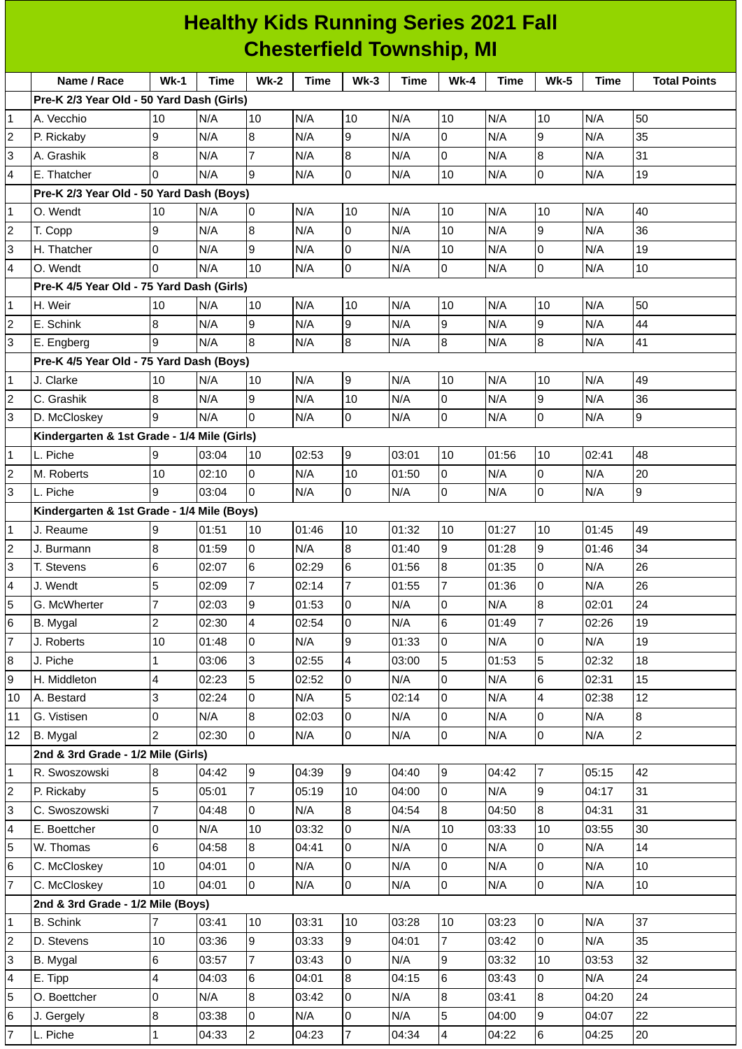# Healthy Kids Running Series 2021 Fall
## Chesterfield Township, MI

| | Name / Race | Wk-1 | Time | Wk-2 | Time | Wk-3 | Time | Wk-4 | Time | Wk-5 | Time | Total Points |
|---|---|---|---|---|---|---|---|---|---|---|---|---|
| | **Pre-K 2/3 Year Old - 50 Yard Dash (Girls)** | | | | | | | | | | | |
| 1 | A. Vecchio | 10 | N/A | 10 | N/A | 10 | N/A | 10 | N/A | 10 | N/A | 50 |
| 2 | P. Rickaby | 9 | N/A | 8 | N/A | 9 | N/A | 0 | N/A | 9 | N/A | 35 |
| 3 | A. Grashik | 8 | N/A | 7 | N/A | 8 | N/A | 0 | N/A | 8 | N/A | 31 |
| 4 | E. Thatcher | 0 | N/A | 9 | N/A | 0 | N/A | 10 | N/A | 0 | N/A | 19 |
| | **Pre-K 2/3 Year Old - 50 Yard Dash (Boys)** | | | | | | | | | | | |
| 1 | O. Wendt | 10 | N/A | 0 | N/A | 10 | N/A | 10 | N/A | 10 | N/A | 40 |
| 2 | T. Copp | 9 | N/A | 8 | N/A | 0 | N/A | 10 | N/A | 9 | N/A | 36 |
| 3 | H. Thatcher | 0 | N/A | 9 | N/A | 0 | N/A | 10 | N/A | 0 | N/A | 19 |
| 4 | O. Wendt | 0 | N/A | 10 | N/A | 0 | N/A | 0 | N/A | 0 | N/A | 10 |
| | **Pre-K 4/5 Year Old - 75 Yard Dash (Girls)** | | | | | | | | | | | |
| 1 | H. Weir | 10 | N/A | 10 | N/A | 10 | N/A | 10 | N/A | 10 | N/A | 50 |
| 2 | E. Schink | 8 | N/A | 9 | N/A | 9 | N/A | 9 | N/A | 9 | N/A | 44 |
| 3 | E. Engberg | 9 | N/A | 8 | N/A | 8 | N/A | 8 | N/A | 8 | N/A | 41 |
| | **Pre-K 4/5 Year Old - 75 Yard Dash (Boys)** | | | | | | | | | | | |
| 1 | J. Clarke | 10 | N/A | 10 | N/A | 9 | N/A | 10 | N/A | 10 | N/A | 49 |
| 2 | C. Grashik | 8 | N/A | 9 | N/A | 10 | N/A | 0 | N/A | 9 | N/A | 36 |
| 3 | D. McCloskey | 9 | N/A | 0 | N/A | 0 | N/A | 0 | N/A | 0 | N/A | 9 |
| | **Kindergarten & 1st Grade - 1/4 Mile (Girls)** | | | | | | | | | | | |
| 1 | L. Piche | 9 | 03:04 | 10 | 02:53 | 9 | 03:01 | 10 | 01:56 | 10 | 02:41 | 48 |
| 2 | M. Roberts | 10 | 02:10 | 0 | N/A | 10 | 01:50 | 0 | N/A | 0 | N/A | 20 |
| 3 | L. Piche | 9 | 03:04 | 0 | N/A | 0 | N/A | 0 | N/A | 0 | N/A | 9 |
| | **Kindergarten & 1st Grade - 1/4 Mile (Boys)** | | | | | | | | | | | |
| 1 | J. Reaume | 9 | 01:51 | 10 | 01:46 | 10 | 01:32 | 10 | 01:27 | 10 | 01:45 | 49 |
| 2 | J. Burmann | 8 | 01:59 | 0 | N/A | 8 | 01:40 | 9 | 01:28 | 9 | 01:46 | 34 |
| 3 | T. Stevens | 6 | 02:07 | 6 | 02:29 | 6 | 01:56 | 8 | 01:35 | 0 | N/A | 26 |
| 4 | J. Wendt | 5 | 02:09 | 7 | 02:14 | 7 | 01:55 | 7 | 01:36 | 0 | N/A | 26 |
| 5 | G. McWherter | 7 | 02:03 | 9 | 01:53 | 0 | N/A | 0 | N/A | 8 | 02:01 | 24 |
| 6 | B. Mygal | 2 | 02:30 | 4 | 02:54 | 0 | N/A | 6 | 01:49 | 7 | 02:26 | 19 |
| 7 | J. Roberts | 10 | 01:48 | 0 | N/A | 9 | 01:33 | 0 | N/A | 0 | N/A | 19 |
| 8 | J. Piche | 1 | 03:06 | 3 | 02:55 | 4 | 03:00 | 5 | 01:53 | 5 | 02:32 | 18 |
| 9 | H. Middleton | 4 | 02:23 | 5 | 02:52 | 0 | N/A | 0 | N/A | 6 | 02:31 | 15 |
| 10 | A. Bestard | 3 | 02:24 | 0 | N/A | 5 | 02:14 | 0 | N/A | 4 | 02:38 | 12 |
| 11 | G. Vistisen | 0 | N/A | 8 | 02:03 | 0 | N/A | 0 | N/A | 0 | N/A | 8 |
| 12 | B. Mygal | 2 | 02:30 | 0 | N/A | 0 | N/A | 0 | N/A | 0 | N/A | 2 |
| | **2nd & 3rd Grade - 1/2 Mile (Girls)** | | | | | | | | | | | |
| 1 | R. Swoszowski | 8 | 04:42 | 9 | 04:39 | 9 | 04:40 | 9 | 04:42 | 7 | 05:15 | 42 |
| 2 | P. Rickaby | 5 | 05:01 | 7 | 05:19 | 10 | 04:00 | 0 | N/A | 9 | 04:17 | 31 |
| 3 | C. Swoszowski | 7 | 04:48 | 0 | N/A | 8 | 04:54 | 8 | 04:50 | 8 | 04:31 | 31 |
| 4 | E. Boettcher | 0 | N/A | 10 | 03:32 | 0 | N/A | 10 | 03:33 | 10 | 03:55 | 30 |
| 5 | W. Thomas | 6 | 04:58 | 8 | 04:41 | 0 | N/A | 0 | N/A | 0 | N/A | 14 |
| 6 | C. McCloskey | 10 | 04:01 | 0 | N/A | 0 | N/A | 0 | N/A | 0 | N/A | 10 |
| 7 | C. McCloskey | 10 | 04:01 | 0 | N/A | 0 | N/A | 0 | N/A | 0 | N/A | 10 |
| | **2nd & 3rd Grade - 1/2 Mile (Boys)** | | | | | | | | | | | |
| 1 | B. Schink | 7 | 03:41 | 10 | 03:31 | 10 | 03:28 | 10 | 03:23 | 0 | N/A | 37 |
| 2 | D. Stevens | 10 | 03:36 | 9 | 03:33 | 9 | 04:01 | 7 | 03:42 | 0 | N/A | 35 |
| 3 | B. Mygal | 6 | 03:57 | 7 | 03:43 | 0 | N/A | 9 | 03:32 | 10 | 03:53 | 32 |
| 4 | E. Tipp | 4 | 04:03 | 6 | 04:01 | 8 | 04:15 | 6 | 03:43 | 0 | N/A | 24 |
| 5 | O. Boettcher | 0 | N/A | 8 | 03:42 | 0 | N/A | 8 | 03:41 | 8 | 04:20 | 24 |
| 6 | J. Gergely | 8 | 03:38 | 0 | N/A | 0 | N/A | 5 | 04:00 | 9 | 04:07 | 22 |
| 7 | L. Piche | 1 | 04:33 | 2 | 04:23 | 7 | 04:34 | 4 | 04:22 | 6 | 04:25 | 20 |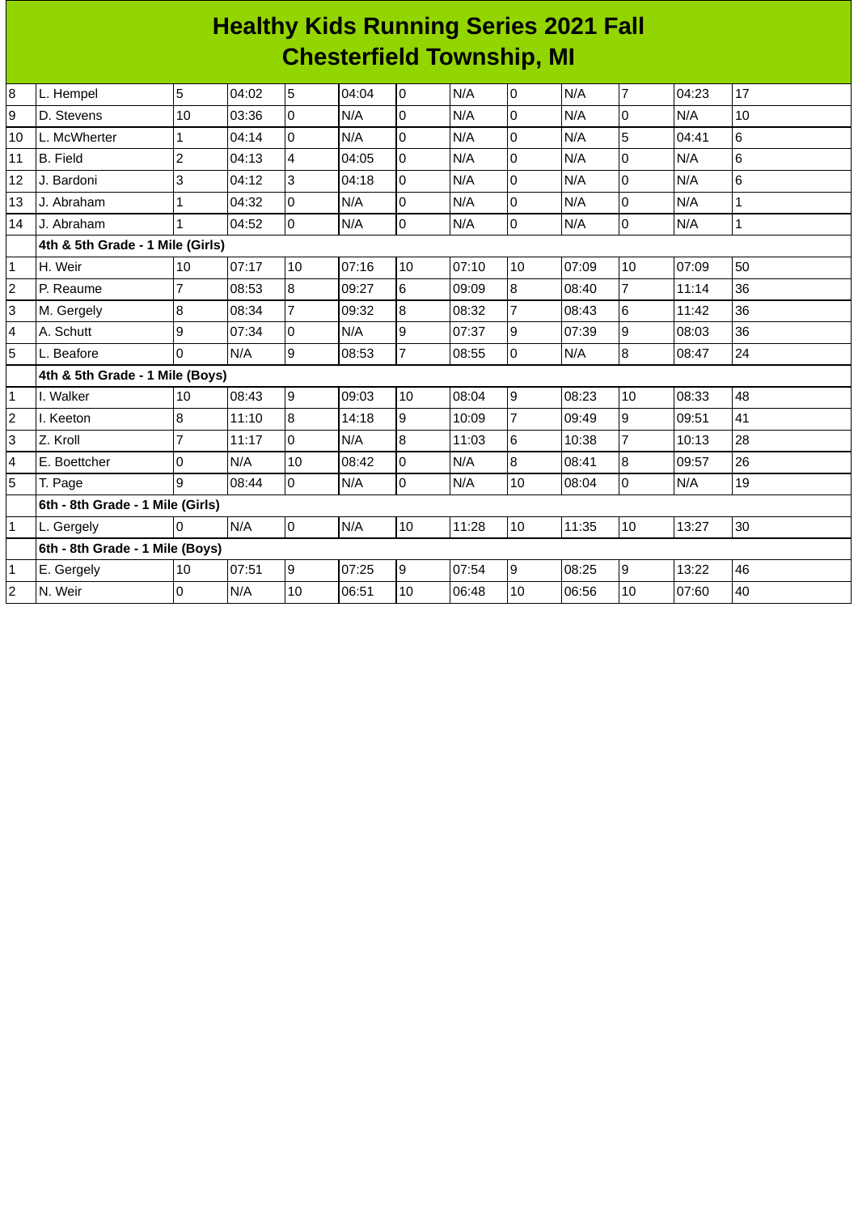# Healthy Kids Running Series 2021 Fall
## Chesterfield Township, MI

| | | | | | | | | | | | | |
|---|---|---|---|---|---|---|---|---|---|---|---|---|
| 8 | L. Hempel | 5 | 04:02 | 5 | 04:04 | 0 | N/A | 0 | N/A | 7 | 04:23 | 17 |
| 9 | D. Stevens | 10 | 03:36 | 0 | N/A | 0 | N/A | 0 | N/A | 0 | N/A | 10 |
| 10 | L. McWherter | 1 | 04:14 | 0 | N/A | 0 | N/A | 0 | N/A | 5 | 04:41 | 6 |
| 11 | B. Field | 2 | 04:13 | 4 | 04:05 | 0 | N/A | 0 | N/A | 0 | N/A | 6 |
| 12 | J. Bardoni | 3 | 04:12 | 3 | 04:18 | 0 | N/A | 0 | N/A | 0 | N/A | 6 |
| 13 | J. Abraham | 1 | 04:32 | 0 | N/A | 0 | N/A | 0 | N/A | 0 | N/A | 1 |
| 14 | J. Abraham | 1 | 04:52 | 0 | N/A | 0 | N/A | 0 | N/A | 0 | N/A | 1 |
| | **4th & 5th Grade - 1 Mile (Girls)** | | | | | | | | | | | |
| 1 | H. Weir | 10 | 07:17 | 10 | 07:16 | 10 | 07:10 | 10 | 07:09 | 10 | 07:09 | 50 |
| 2 | P. Reaume | 7 | 08:53 | 8 | 09:27 | 6 | 09:09 | 8 | 08:40 | 7 | 11:14 | 36 |
| 3 | M. Gergely | 8 | 08:34 | 7 | 09:32 | 8 | 08:32 | 7 | 08:43 | 6 | 11:42 | 36 |
| 4 | A. Schutt | 9 | 07:34 | 0 | N/A | 9 | 07:37 | 9 | 07:39 | 9 | 08:03 | 36 |
| 5 | L. Beafore | 0 | N/A | 9 | 08:53 | 7 | 08:55 | 0 | N/A | 8 | 08:47 | 24 |
| | **4th & 5th Grade - 1 Mile (Boys)** | | | | | | | | | | | |
| 1 | I. Walker | 10 | 08:43 | 9 | 09:03 | 10 | 08:04 | 9 | 08:23 | 10 | 08:33 | 48 |
| 2 | I. Keeton | 8 | 11:10 | 8 | 14:18 | 9 | 10:09 | 7 | 09:49 | 9 | 09:51 | 41 |
| 3 | Z. Kroll | 7 | 11:17 | 0 | N/A | 8 | 11:03 | 6 | 10:38 | 7 | 10:13 | 28 |
| 4 | E. Boettcher | 0 | N/A | 10 | 08:42 | 0 | N/A | 8 | 08:41 | 8 | 09:57 | 26 |
| 5 | T. Page | 9 | 08:44 | 0 | N/A | 0 | N/A | 10 | 08:04 | 0 | N/A | 19 |
| | **6th - 8th Grade - 1 Mile (Girls)** | | | | | | | | | | | |
| 1 | L. Gergely | 0 | N/A | 0 | N/A | 10 | 11:28 | 10 | 11:35 | 10 | 13:27 | 30 |
| | **6th - 8th Grade - 1 Mile (Boys)** | | | | | | | | | | | |
| 1 | E. Gergely | 10 | 07:51 | 9 | 07:25 | 9 | 07:54 | 9 | 08:25 | 9 | 13:22 | 46 |
| 2 | N. Weir | 0 | N/A | 10 | 06:51 | 10 | 06:48 | 10 | 06:56 | 10 | 07:60 | 40 |